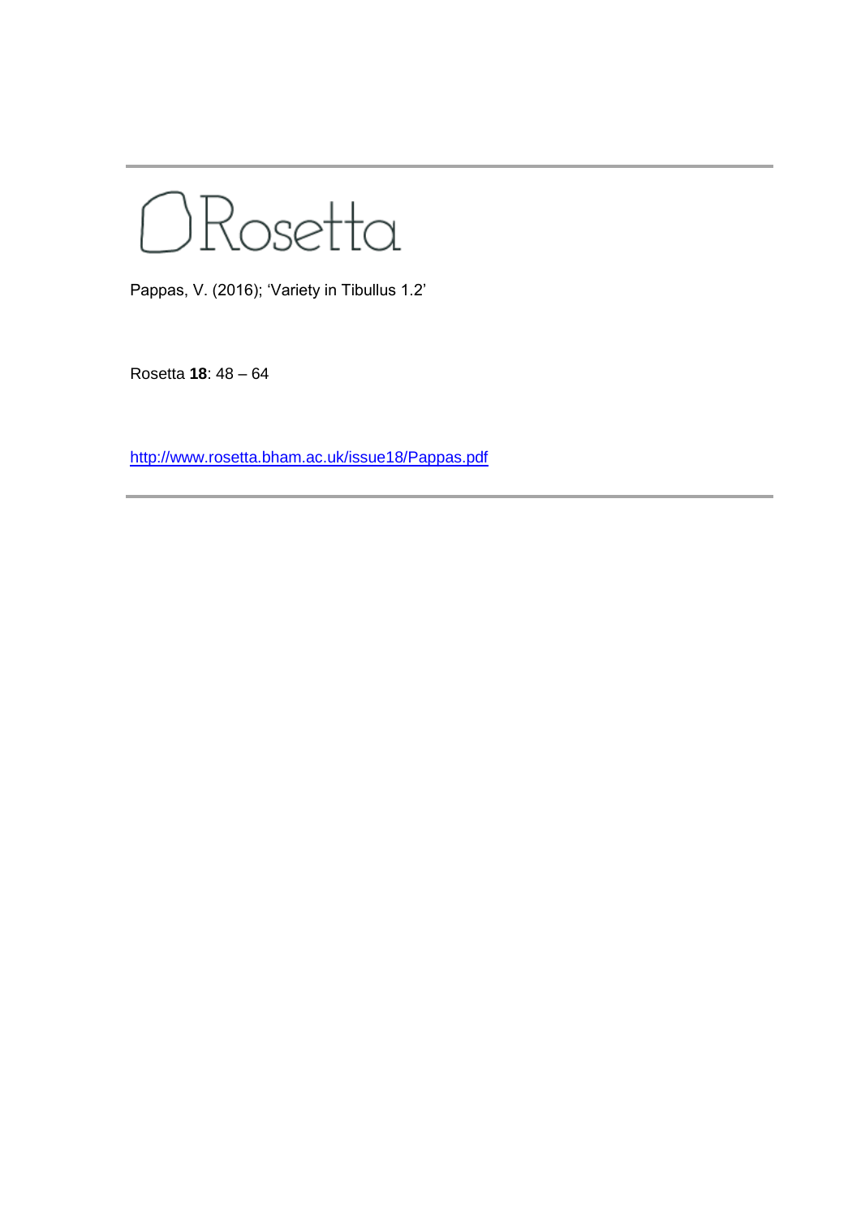Rosetta

Pappas, V. (2016); 'Variety in Tibullus 1.2'

Rosetta **18**: 48 – 64

http://www.rosetta.bham.ac.uk/issue18/Pappas.pdf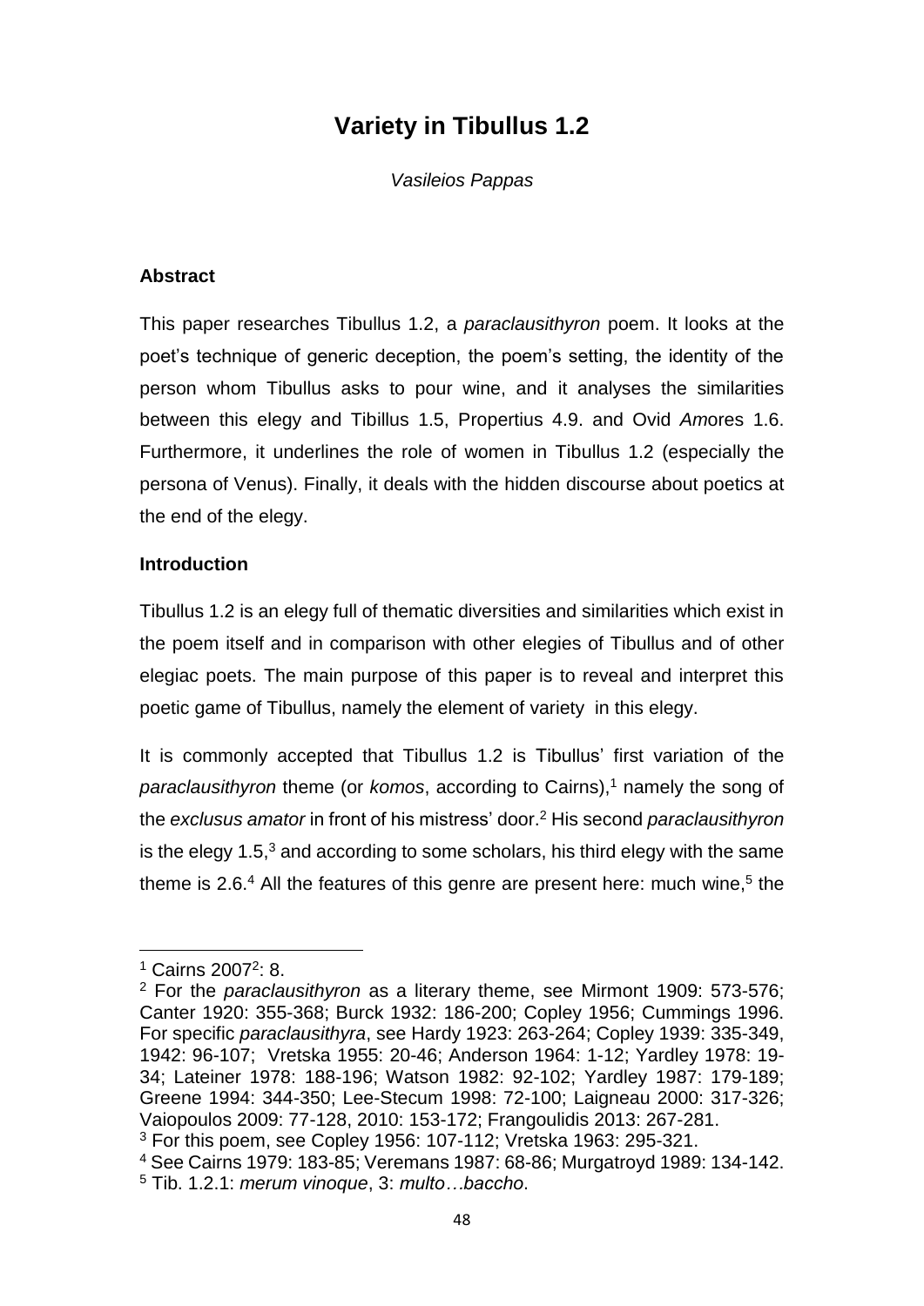# Variety in Tibullus 1.2

*Vasileios Pappas*

### Abstract

This paper researches Tibullus 1.2, a *paraclausithyron* poem. It looks at the poet's technique of generic deception, the poem's setting, the identity of the person whom Tibullus asks to pour wine, and it analyses the similarities between this elegy and Tibillus 1.5, Propertius 4.9. and Ovid *Am*ores 1.6. Furthermore, it underlines the role of women in Tibullus 1.2 (especially the persona of Venus). Finally, it deals with the hidden discourse about poetics at the end of the elegy.

### Introduction

Tibullus 1.2 is an elegy full of thematic diversities and similarities which exist in the poem itself and in comparison with other elegies of Tibullus and of other elegiac poets. The main purpose of this paper is to reveal and interpret this poetic game of Tibullus, namely the element of variety in this elegy.

It is commonly accepted that Tibullus 1.2 is Tibullus' first variation of the *paraclausithyron* theme (or *komos*, according to Cairns),[1] namely the song of the *exclusus amator* in front of his mistress' door.[2] His second *paraclausithyron* is the elegy 1.5,[3] and according to some scholars, his third elegy with the same theme is 2.6.[4] All the features of this genre are present here: much wine,[5] the

---

[1] Cairns 2007²: 8.

[2] For the *paraclausithyron* as a literary theme, see Mirmont 1909: 573-576; Canter 1920: 355-368; Burck 1932: 186-200; Copley 1956; Cummings 1996. For specific *paraclausithyra*, see Hardy 1923: 263-264; Copley 1939: 335-349, 1942: 96-107; Vretska 1955: 20-46; Anderson 1964: 1-12; Yardley 1978: 19-34; Lateiner 1978: 188-196; Watson 1982: 92-102; Yardley 1987: 179-189; Greene 1994: 344-350; Lee-Stecum 1998: 72-100; Laigneau 2000: 317-326; Vaiopoulos 2009: 77-128, 2010: 153-172; Frangoulidis 2013: 267-281.

[3] For this poem, see Copley 1956: 107-112; Vretska 1963: 295-321.

[4] See Cairns 1979: 183-85; Veremans 1987: 68-86; Murgatroyd 1989: 134-142.

[5] Tib. 1.2.1: *merum vinoque*, 3: *multo…baccho*.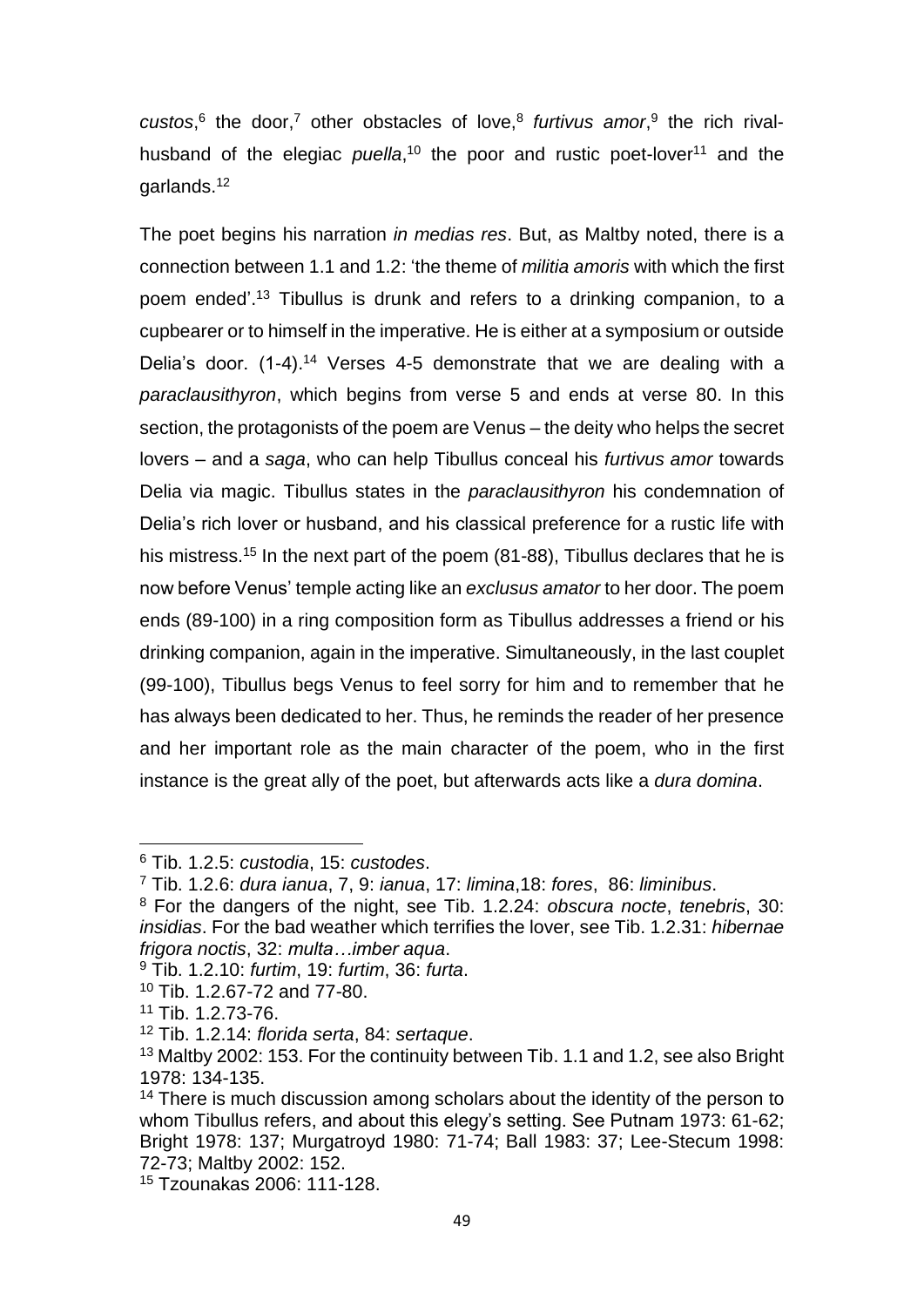*custos*,[6] the door,[7] other obstacles of love,[8] *furtivus amor*,[9] the rich rival-husband of the elegiac *puella*,[10] the poor and rustic poet-lover[11] and the garlands.[12]

The poet begins his narration *in medias res*. But, as Maltby noted, there is a connection between 1.1 and 1.2: 'the theme of *militia amoris* with which the first poem ended'.[13] Tibullus is drunk and refers to a drinking companion, to a cupbearer or to himself in the imperative. He is either at a symposium or outside Delia's door. (1-4).[14] Verses 4-5 demonstrate that we are dealing with a *paraclausithyron*, which begins from verse 5 and ends at verse 80. In this section, the protagonists of the poem are Venus – the deity who helps the secret lovers – and a *saga*, who can help Tibullus conceal his *furtivus amor* towards Delia via magic. Tibullus states in the *paraclausithyron* his condemnation of Delia's rich lover or husband, and his classical preference for a rustic life with his mistress.[15] In the next part of the poem (81-88), Tibullus declares that he is now before Venus' temple acting like an *exclusus amator* to her door. The poem ends (89-100) in a ring composition form as Tibullus addresses a friend or his drinking companion, again in the imperative. Simultaneously, in the last couplet (99-100), Tibullus begs Venus to feel sorry for him and to remember that he has always been dedicated to her. Thus, he reminds the reader of her presence and her important role as the main character of the poem, who in the first instance is the great ally of the poet, but afterwards acts like a *dura domina*.

---

[6] Tib. 1.2.5: *custodia*, 15: *custodes*.

[7] Tib. 1.2.6: *dura ianua*, 7, 9: *ianua*, 17: *limina*,18: *fores*, 86: *liminibus*.

[8] For the dangers of the night, see Tib. 1.2.24: *obscura nocte*, *tenebris*, 30: *insidias*. For the bad weather which terrifies the lover, see Tib. 1.2.31: *hibernae frigora noctis*, 32: *multa…imber aqua*.

[9] Tib. 1.2.10: *furtim*, 19: *furtim*, 36: *furta*.

[10] Tib. 1.2.67-72 and 77-80.

[11] Tib. 1.2.73-76.

[12] Tib. 1.2.14: *florida serta*, 84: *sertaque*.

[13] Maltby 2002: 153. For the continuity between Tib. 1.1 and 1.2, see also Bright 1978: 134-135.

[14] There is much discussion among scholars about the identity of the person to whom Tibullus refers, and about this elegy's setting. See Putnam 1973: 61-62; Bright 1978: 137; Murgatroyd 1980: 71-74; Ball 1983: 37; Lee-Stecum 1998: 72-73; Maltby 2002: 152.

[15] Tzounakas 2006: 111-128.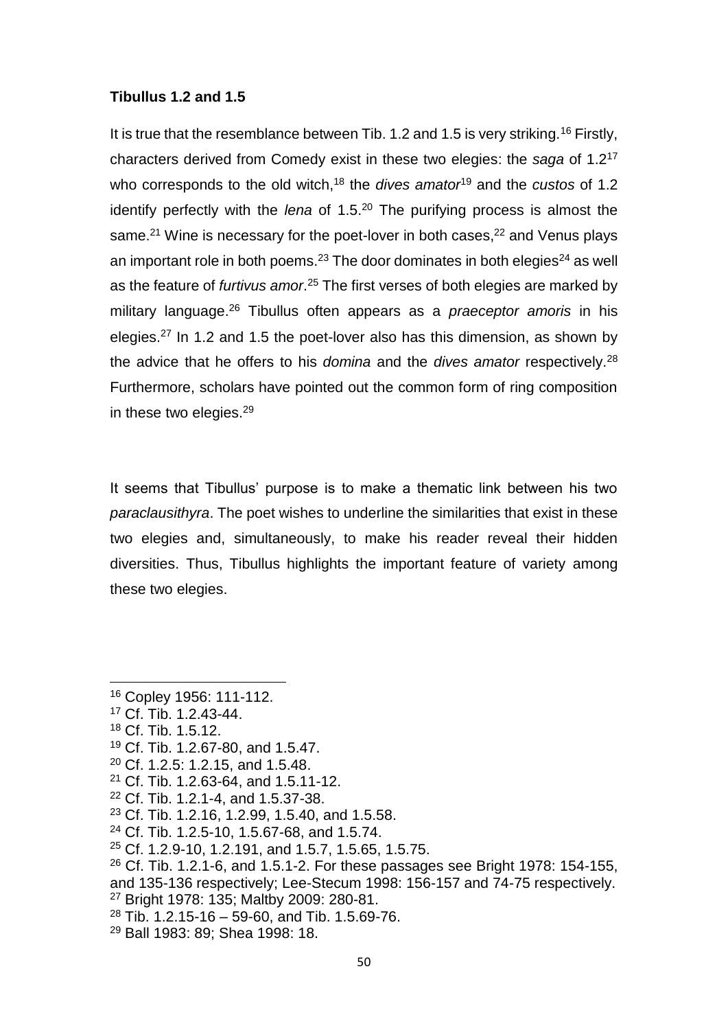**Tibullus 1.2 and 1.5**

It is true that the resemblance between Tib. 1.2 and 1.5 is very striking.[16] Firstly, characters derived from Comedy exist in these two elegies: the *saga* of 1.2[17] who corresponds to the old witch,[18] the *dives amator*[19] and the *custos* of 1.2 identify perfectly with the *lena* of 1.5.[20] The purifying process is almost the same.[21] Wine is necessary for the poet-lover in both cases,[22] and Venus plays an important role in both poems.[23] The door dominates in both elegies[24] as well as the feature of *furtivus amor*.[25] The first verses of both elegies are marked by military language.[26] Tibullus often appears as a *praeceptor amoris* in his elegies.[27] In 1.2 and 1.5 the poet-lover also has this dimension, as shown by the advice that he offers to his *domina* and the *dives amator* respectively.[28] Furthermore, scholars have pointed out the common form of ring composition in these two elegies.[29]

It seems that Tibullus' purpose is to make a thematic link between his two *paraclausithyra*. The poet wishes to underline the similarities that exist in these two elegies and, simultaneously, to make his reader reveal their hidden diversities. Thus, Tibullus highlights the important feature of variety among these two elegies.

---

[16] Copley 1956: 111-112.
[17] Cf. Tib. 1.2.43-44.
[18] Cf. Tib. 1.5.12.
[19] Cf. Tib. 1.2.67-80, and 1.5.47.
[20] Cf. 1.2.5: 1.2.15, and 1.5.48.
[21] Cf. Tib. 1.2.63-64, and 1.5.11-12.
[22] Cf. Tib. 1.2.1-4, and 1.5.37-38.
[23] Cf. Tib. 1.2.16, 1.2.99, 1.5.40, and 1.5.58.
[24] Cf. Tib. 1.2.5-10, 1.5.67-68, and 1.5.74.
[25] Cf. 1.2.9-10, 1.2.191, and 1.5.7, 1.5.65, 1.5.75.
[26] Cf. Tib. 1.2.1-6, and 1.5.1-2. For these passages see Bright 1978: 154-155, and 135-136 respectively; Lee-Stecum 1998: 156-157 and 74-75 respectively.
[27] Bright 1978: 135; Maltby 2009: 280-81.
[28] Tib. 1.2.15-16 – 59-60, and Tib. 1.5.69-76.
[29] Ball 1983: 89; Shea 1998: 18.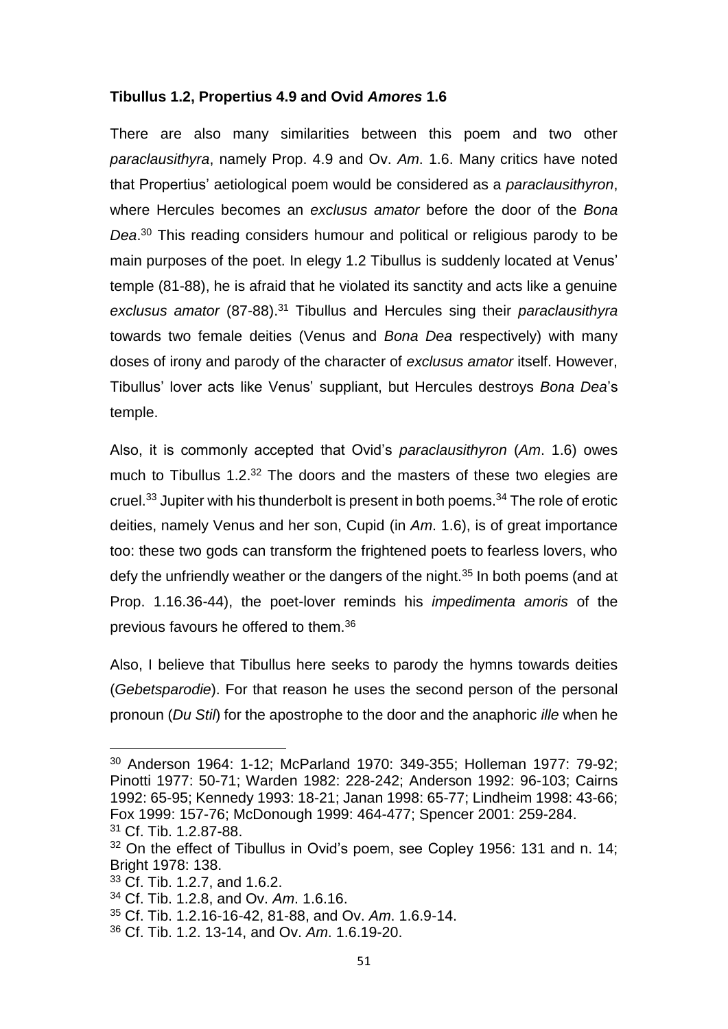### **Tibullus 1.2, Propertius 4.9 and Ovid *Amores* 1.6**

There are also many similarities between this poem and two other *paraclausithyra*, namely Prop. 4.9 and Ov. *Am*. 1.6. Many critics have noted that Propertius' aetiological poem would be considered as a *paraclausithyron*, where Hercules becomes an *exclusus amator* before the door of the *Bona Dea*.[30] This reading considers humour and political or religious parody to be main purposes of the poet. In elegy 1.2 Tibullus is suddenly located at Venus' temple (81-88), he is afraid that he violated its sanctity and acts like a genuine *exclusus amator* (87-88).[31] Tibullus and Hercules sing their *paraclausithyra* towards two female deities (Venus and *Bona Dea* respectively) with many doses of irony and parody of the character of *exclusus amator* itself. However, Tibullus' lover acts like Venus' suppliant, but Hercules destroys *Bona Dea*'s temple.

Also, it is commonly accepted that Ovid's *paraclausithyron* (*Am*. 1.6) owes much to Tibullus 1.2.[32] The doors and the masters of these two elegies are cruel.[33] Jupiter with his thunderbolt is present in both poems.[34] The role of erotic deities, namely Venus and her son, Cupid (in *Am*. 1.6), is of great importance too: these two gods can transform the frightened poets to fearless lovers, who defy the unfriendly weather or the dangers of the night.[35] In both poems (and at Prop. 1.16.36-44), the poet-lover reminds his *impedimenta amoris* of the previous favours he offered to them.[36]

Also, I believe that Tibullus here seeks to parody the hymns towards deities (*Gebetsparodie*). For that reason he uses the second person of the personal pronoun (*Du Stil*) for the apostrophe to the door and the anaphoric *ille* when he

---

[30] Anderson 1964: 1-12; McParland 1970: 349-355; Holleman 1977: 79-92; Pinotti 1977: 50-71; Warden 1982: 228-242; Anderson 1992: 96-103; Cairns 1992: 65-95; Kennedy 1993: 18-21; Janan 1998: 65-77; Lindheim 1998: 43-66; Fox 1999: 157-76; McDonough 1999: 464-477; Spencer 2001: 259-284.

[31] Cf. Tib. 1.2.87-88.

[32] On the effect of Tibullus in Ovid's poem, see Copley 1956: 131 and n. 14; Bright 1978: 138.

[33] Cf. Tib. 1.2.7, and 1.6.2.

[34] Cf. Tib. 1.2.8, and Ov. *Am*. 1.6.16.

[35] Cf. Tib. 1.2.16-16-42, 81-88, and Ov. *Am*. 1.6.9-14.

[36] Cf. Tib. 1.2. 13-14, and Ov. *Am*. 1.6.19-20.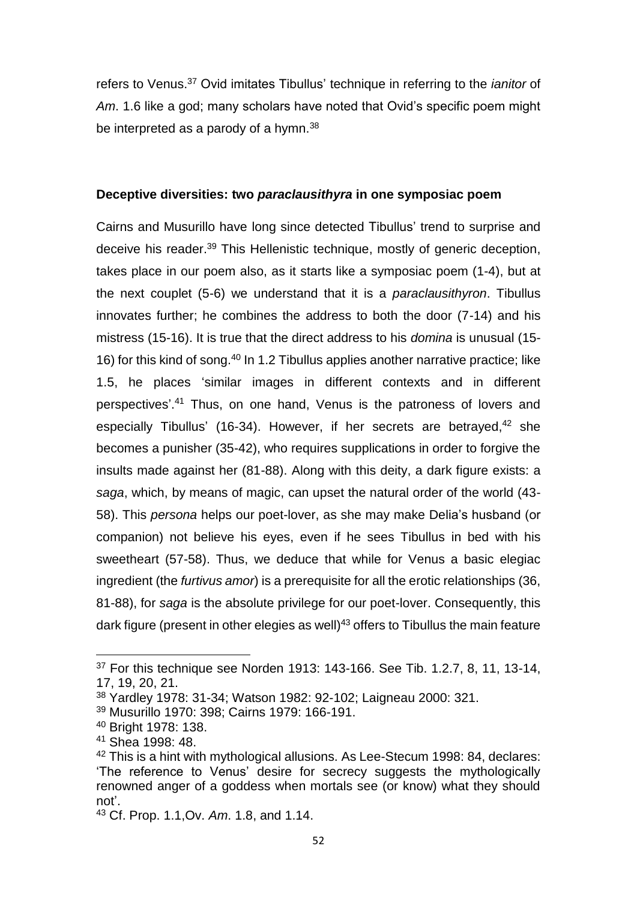refers to Venus.[37] Ovid imitates Tibullus' technique in referring to the *ianitor* of *Am*. 1.6 like a god; many scholars have noted that Ovid's specific poem might be interpreted as a parody of a hymn.[38]

**Deceptive diversities: two *paraclausithyra* in one symposiac poem**

Cairns and Musurillo have long since detected Tibullus' trend to surprise and deceive his reader.[39] This Hellenistic technique, mostly of generic deception, takes place in our poem also, as it starts like a symposiac poem (1-4), but at the next couplet (5-6) we understand that it is a *paraclausithyron*. Tibullus innovates further; he combines the address to both the door (7-14) and his mistress (15-16). It is true that the direct address to his *domina* is unusual (15-16) for this kind of song.[40] In 1.2 Tibullus applies another narrative practice; like 1.5, he places 'similar images in different contexts and in different perspectives'.[41] Thus, on one hand, Venus is the patroness of lovers and especially Tibullus' (16-34). However, if her secrets are betrayed,[42] she becomes a punisher (35-42), who requires supplications in order to forgive the insults made against her (81-88). Along with this deity, a dark figure exists: a *saga*, which, by means of magic, can upset the natural order of the world (43-58). This *persona* helps our poet-lover, as she may make Delia's husband (or companion) not believe his eyes, even if he sees Tibullus in bed with his sweetheart (57-58). Thus, we deduce that while for Venus a basic elegiac ingredient (the *furtivus amor*) is a prerequisite for all the erotic relationships (36, 81-88), for *saga* is the absolute privilege for our poet-lover. Consequently, this dark figure (present in other elegies as well)[43] offers to Tibullus the main feature

---

[37] For this technique see Norden 1913: 143-166. See Tib. 1.2.7, 8, 11, 13-14, 17, 19, 20, 21.

[38] Yardley 1978: 31-34; Watson 1982: 92-102; Laigneau 2000: 321.

[39] Musurillo 1970: 398; Cairns 1979: 166-191.

[40] Bright 1978: 138.

[41] Shea 1998: 48.

[42] This is a hint with mythological allusions. As Lee-Stecum 1998: 84, declares: 'The reference to Venus' desire for secrecy suggests the mythologically renowned anger of a goddess when mortals see (or know) what they should not'.

[43] Cf. Prop. 1.1,Ov. *Am*. 1.8, and 1.14.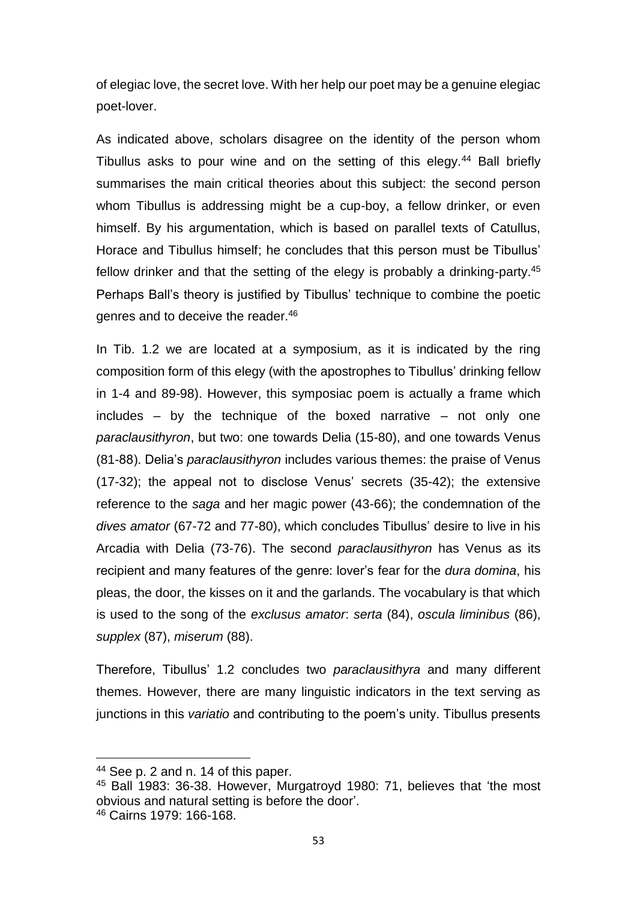of elegiac love, the secret love. With her help our poet may be a genuine elegiac poet-lover.

As indicated above, scholars disagree on the identity of the person whom Tibullus asks to pour wine and on the setting of this elegy.[44] Ball briefly summarises the main critical theories about this subject: the second person whom Tibullus is addressing might be a cup-boy, a fellow drinker, or even himself. By his argumentation, which is based on parallel texts of Catullus, Horace and Tibullus himself; he concludes that this person must be Tibullus' fellow drinker and that the setting of the elegy is probably a drinking-party.[45] Perhaps Ball's theory is justified by Tibullus' technique to combine the poetic genres and to deceive the reader.[46]

In Tib. 1.2 we are located at a symposium, as it is indicated by the ring composition form of this elegy (with the apostrophes to Tibullus' drinking fellow in 1-4 and 89-98). However, this symposiac poem is actually a frame which includes – by the technique of the boxed narrative – not only one *paraclausithyron*, but two: one towards Delia (15-80), and one towards Venus (81-88). Delia's *paraclausithyron* includes various themes: the praise of Venus (17-32); the appeal not to disclose Venus' secrets (35-42); the extensive reference to the *saga* and her magic power (43-66); the condemnation of the *dives amator* (67-72 and 77-80), which concludes Tibullus' desire to live in his Arcadia with Delia (73-76). The second *paraclausithyron* has Venus as its recipient and many features of the genre: lover's fear for the *dura domina*, his pleas, the door, the kisses on it and the garlands. The vocabulary is that which is used to the song of the *exclusus amator*: *serta* (84), *oscula liminibus* (86), *supplex* (87), *miserum* (88).

Therefore, Tibullus' 1.2 concludes two *paraclausithyra* and many different themes. However, there are many linguistic indicators in the text serving as junctions in this *variatio* and contributing to the poem's unity. Tibullus presents

---

[44] See p. 2 and n. 14 of this paper.

[45] Ball 1983: 36-38. However, Murgatroyd 1980: 71, believes that 'the most obvious and natural setting is before the door'.

[46] Cairns 1979: 166-168.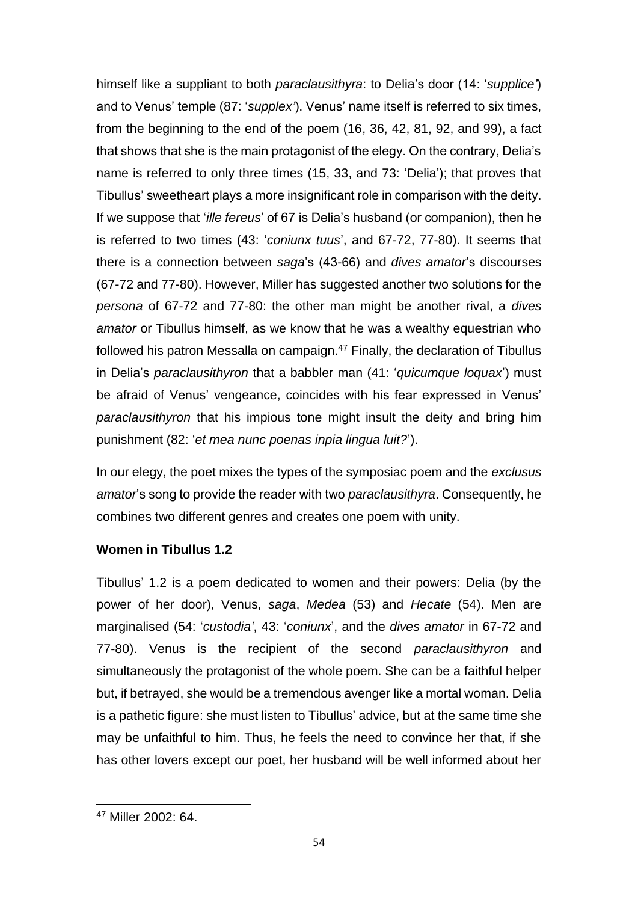himself like a suppliant to both *paraclausithyra*: to Delia's door (14: '*supplice'*) and to Venus' temple (87: '*supplex'*). Venus' name itself is referred to six times, from the beginning to the end of the poem (16, 36, 42, 81, 92, and 99), a fact that shows that she is the main protagonist of the elegy. On the contrary, Delia's name is referred to only three times (15, 33, and 73: 'Delia'); that proves that Tibullus' sweetheart plays a more insignificant role in comparison with the deity. If we suppose that '*ille fereus*' of 67 is Delia's husband (or companion), then he is referred to two times (43: '*coniunx tuus*', and 67-72, 77-80). It seems that there is a connection between *saga*'s (43-66) and *dives amator*'s discourses (67-72 and 77-80). However, Miller has suggested another two solutions for the *persona* of 67-72 and 77-80: the other man might be another rival, a *dives amator* or Tibullus himself, as we know that he was a wealthy equestrian who followed his patron Messalla on campaign.[47] Finally, the declaration of Tibullus in Delia's *paraclausithyron* that a babbler man (41: '*quicumque loquax*') must be afraid of Venus' vengeance, coincides with his fear expressed in Venus' *paraclausithyron* that his impious tone might insult the deity and bring him punishment (82: '*et mea nunc poenas inpia lingua luit?*').

In our elegy, the poet mixes the types of the symposiac poem and the *exclusus amator*'s song to provide the reader with two *paraclausithyra*. Consequently, he combines two different genres and creates one poem with unity.

**Women in Tibullus 1.2**

Tibullus' 1.2 is a poem dedicated to women and their powers: Delia (by the power of her door), Venus, *saga*, *Medea* (53) and *Hecate* (54). Men are marginalised (54: '*custodia'*, 43: '*coniunx*', and the *dives amator* in 67-72 and 77-80). Venus is the recipient of the second *paraclausithyron* and simultaneously the protagonist of the whole poem. She can be a faithful helper but, if betrayed, she would be a tremendous avenger like a mortal woman. Delia is a pathetic figure: she must listen to Tibullus' advice, but at the same time she may be unfaithful to him. Thus, he feels the need to convince her that, if she has other lovers except our poet, her husband will be well informed about her

[47] Miller 2002: 64.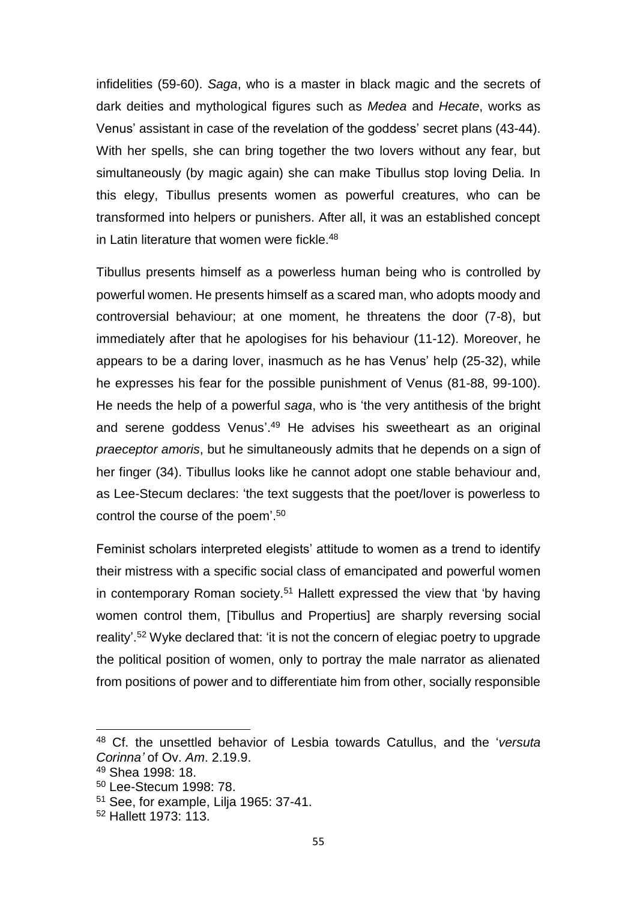infidelities (59-60). *Saga*, who is a master in black magic and the secrets of dark deities and mythological figures such as *Medea* and *Hecate*, works as Venus' assistant in case of the revelation of the goddess' secret plans (43-44). With her spells, she can bring together the two lovers without any fear, but simultaneously (by magic again) she can make Tibullus stop loving Delia. In this elegy, Tibullus presents women as powerful creatures, who can be transformed into helpers or punishers. After all, it was an established concept in Latin literature that women were fickle.[48]

Tibullus presents himself as a powerless human being who is controlled by powerful women. He presents himself as a scared man, who adopts moody and controversial behaviour; at one moment, he threatens the door (7-8), but immediately after that he apologises for his behaviour (11-12). Moreover, he appears to be a daring lover, inasmuch as he has Venus' help (25-32), while he expresses his fear for the possible punishment of Venus (81-88, 99-100). He needs the help of a powerful *saga*, who is 'the very antithesis of the bright and serene goddess Venus'.[49] He advises his sweetheart as an original *praeceptor amoris*, but he simultaneously admits that he depends on a sign of her finger (34). Tibullus looks like he cannot adopt one stable behaviour and, as Lee-Stecum declares: 'the text suggests that the poet/lover is powerless to control the course of the poem'.[50]

Feminist scholars interpreted elegists' attitude to women as a trend to identify their mistress with a specific social class of emancipated and powerful women in contemporary Roman society.[51] Hallett expressed the view that 'by having women control them, [Tibullus and Propertius] are sharply reversing social reality'.[52] Wyke declared that: 'it is not the concern of elegiac poetry to upgrade the political position of women, only to portray the male narrator as alienated from positions of power and to differentiate him from other, socially responsible

---

[48] Cf. the unsettled behavior of Lesbia towards Catullus, and the '*versuta Corinna'* of Ov. *Am*. 2.19.9.

[49] Shea 1998: 18.

[50] Lee-Stecum 1998: 78.

[51] See, for example, Lilja 1965: 37-41.

[52] Hallett 1973: 113.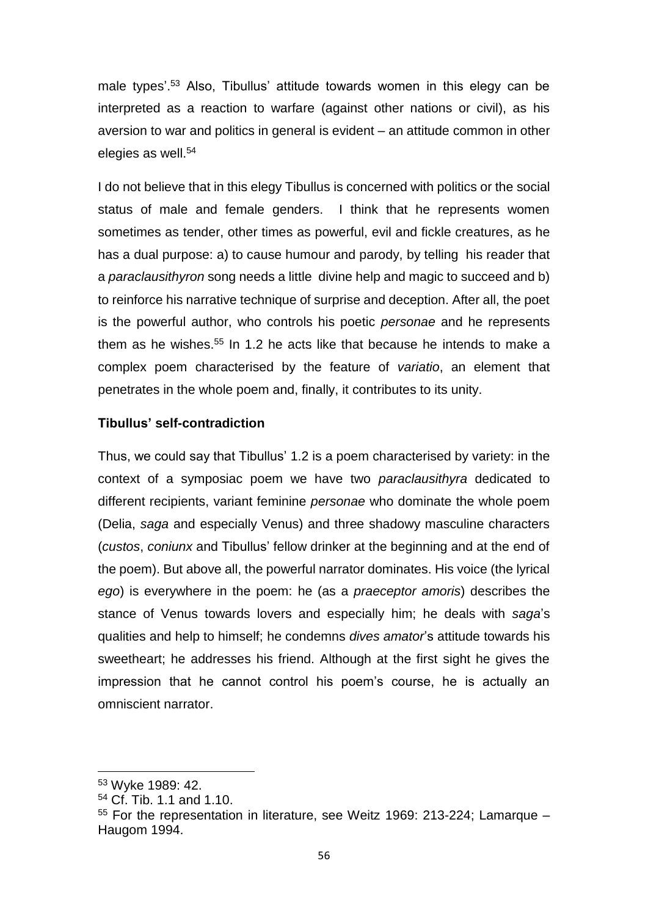male types'.[53] Also, Tibullus' attitude towards women in this elegy can be interpreted as a reaction to warfare (against other nations or civil), as his aversion to war and politics in general is evident – an attitude common in other elegies as well.[54]

I do not believe that in this elegy Tibullus is concerned with politics or the social status of male and female genders. I think that he represents women sometimes as tender, other times as powerful, evil and fickle creatures, as he has a dual purpose: a) to cause humour and parody, by telling his reader that a *paraclausithyron* song needs a little divine help and magic to succeed and b) to reinforce his narrative technique of surprise and deception. After all, the poet is the powerful author, who controls his poetic *personae* and he represents them as he wishes.[55] In 1.2 he acts like that because he intends to make a complex poem characterised by the feature of *variatio*, an element that penetrates in the whole poem and, finally, it contributes to its unity.

**Tibullus' self-contradiction**

Thus, we could say that Tibullus' 1.2 is a poem characterised by variety: in the context of a symposiac poem we have two *paraclausithyra* dedicated to different recipients, variant feminine *personae* who dominate the whole poem (Delia, *saga* and especially Venus) and three shadowy masculine characters (*custos*, *coniunx* and Tibullus' fellow drinker at the beginning and at the end of the poem). But above all, the powerful narrator dominates. His voice (the lyrical *ego*) is everywhere in the poem: he (as a *praeceptor amoris*) describes the stance of Venus towards lovers and especially him; he deals with *saga*'s qualities and help to himself; he condemns *dives amator*'s attitude towards his sweetheart; he addresses his friend. Although at the first sight he gives the impression that he cannot control his poem's course, he is actually an omniscient narrator.

---

[53] Wyke 1989: 42.

[54] Cf. Tib. 1.1 and 1.10.

[55] For the representation in literature, see Weitz 1969: 213-224; Lamarque – Haugom 1994.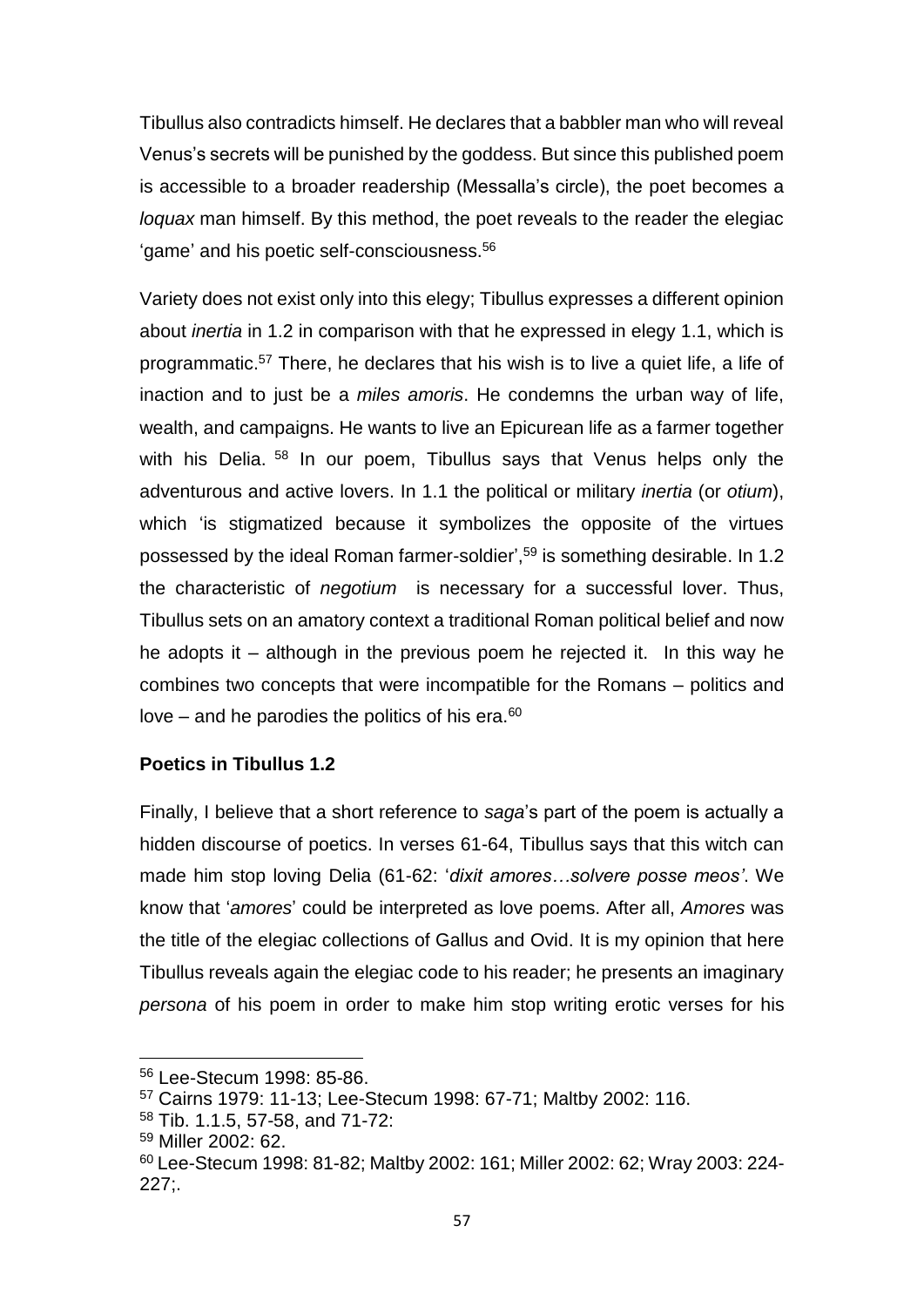Tibullus also contradicts himself. He declares that a babbler man who will reveal Venus's secrets will be punished by the goddess. But since this published poem is accessible to a broader readership (Messalla's circle), the poet becomes a *loquax* man himself. By this method, the poet reveals to the reader the elegiac 'game' and his poetic self-consciousness.[56]

Variety does not exist only into this elegy; Tibullus expresses a different opinion about *inertia* in 1.2 in comparison with that he expressed in elegy 1.1, which is programmatic.[57] There, he declares that his wish is to live a quiet life, a life of inaction and to just be a *miles amoris*. He condemns the urban way of life, wealth, and campaigns. He wants to live an Epicurean life as a farmer together with his Delia.[58] In our poem, Tibullus says that Venus helps only the adventurous and active lovers. In 1.1 the political or military *inertia* (or *otium*), which 'is stigmatized because it symbolizes the opposite of the virtues possessed by the ideal Roman farmer-soldier',[59] is something desirable. In 1.2 the characteristic of *negotium* is necessary for a successful lover. Thus, Tibullus sets on an amatory context a traditional Roman political belief and now he adopts it – although in the previous poem he rejected it. In this way he combines two concepts that were incompatible for the Romans – politics and love – and he parodies the politics of his era.[60]

**Poetics in Tibullus 1.2**

Finally, I believe that a short reference to *saga*'s part of the poem is actually a hidden discourse of poetics. In verses 61-64, Tibullus says that this witch can made him stop loving Delia (61-62: '*dixit amores…solvere posse meos'*. We know that '*amores*' could be interpreted as love poems. After all, *Amores* was the title of the elegiac collections of Gallus and Ovid. It is my opinion that here Tibullus reveals again the elegiac code to his reader; he presents an imaginary *persona* of his poem in order to make him stop writing erotic verses for his

[56] Lee-Stecum 1998: 85-86.
[57] Cairns 1979: 11-13; Lee-Stecum 1998: 67-71; Maltby 2002: 116.
[58] Tib. 1.1.5, 57-58, and 71-72:
[59] Miller 2002: 62.
[60] Lee-Stecum 1998: 81-82; Maltby 2002: 161; Miller 2002: 62; Wray 2003: 224-227;.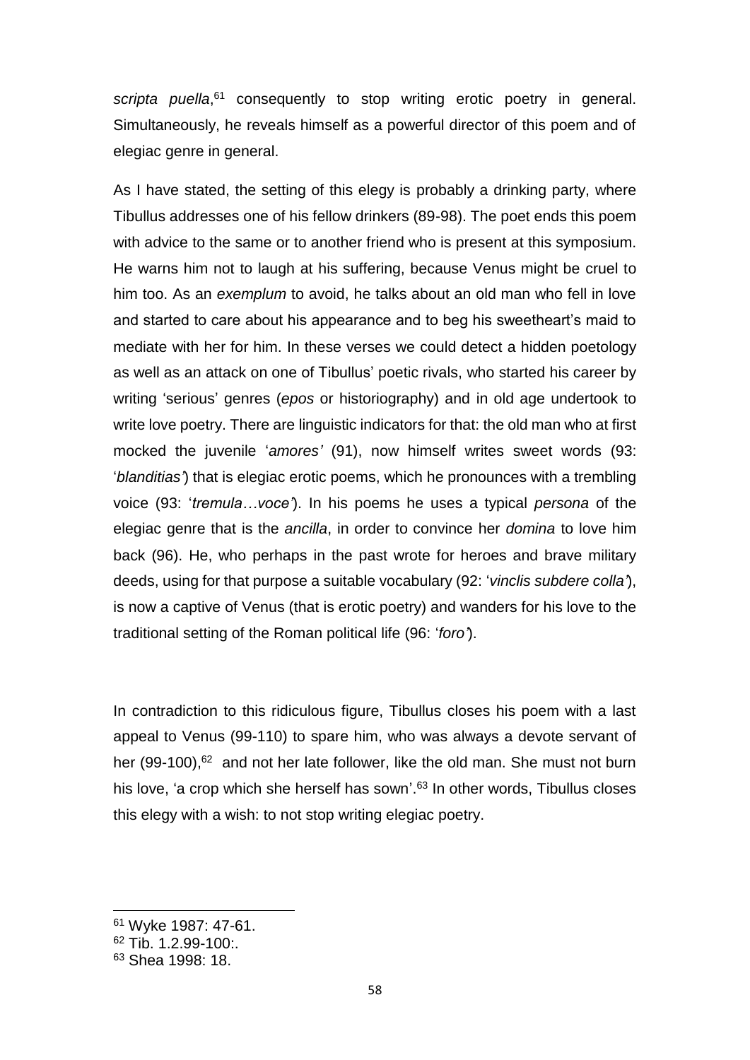*scripta puella*,[61] consequently to stop writing erotic poetry in general. Simultaneously, he reveals himself as a powerful director of this poem and of elegiac genre in general.

As I have stated, the setting of this elegy is probably a drinking party, where Tibullus addresses one of his fellow drinkers (89-98). The poet ends this poem with advice to the same or to another friend who is present at this symposium. He warns him not to laugh at his suffering, because Venus might be cruel to him too. As an *exemplum* to avoid, he talks about an old man who fell in love and started to care about his appearance and to beg his sweetheart's maid to mediate with her for him. In these verses we could detect a hidden poetology as well as an attack on one of Tibullus' poetic rivals, who started his career by writing 'serious' genres (*epos* or historiography) and in old age undertook to write love poetry. There are linguistic indicators for that: the old man who at first mocked the juvenile '*amores'* (91), now himself writes sweet words (93: '*blanditias'*) that is elegiac erotic poems, which he pronounces with a trembling voice (93: '*tremula…voce'*). In his poems he uses a typical *persona* of the elegiac genre that is the *ancilla*, in order to convince her *domina* to love him back (96). He, who perhaps in the past wrote for heroes and brave military deeds, using for that purpose a suitable vocabulary (92: '*vinclis subdere colla'*), is now a captive of Venus (that is erotic poetry) and wanders for his love to the traditional setting of the Roman political life (96: '*foro'*).

In contradiction to this ridiculous figure, Tibullus closes his poem with a last appeal to Venus (99-110) to spare him, who was always a devote servant of her (99-100),[62] and not her late follower, like the old man. She must not burn his love, 'a crop which she herself has sown'.[63] In other words, Tibullus closes this elegy with a wish: to not stop writing elegiac poetry.

---

[61] Wyke 1987: 47-61.

[62] Tib. 1.2.99-100:.

[63] Shea 1998: 18.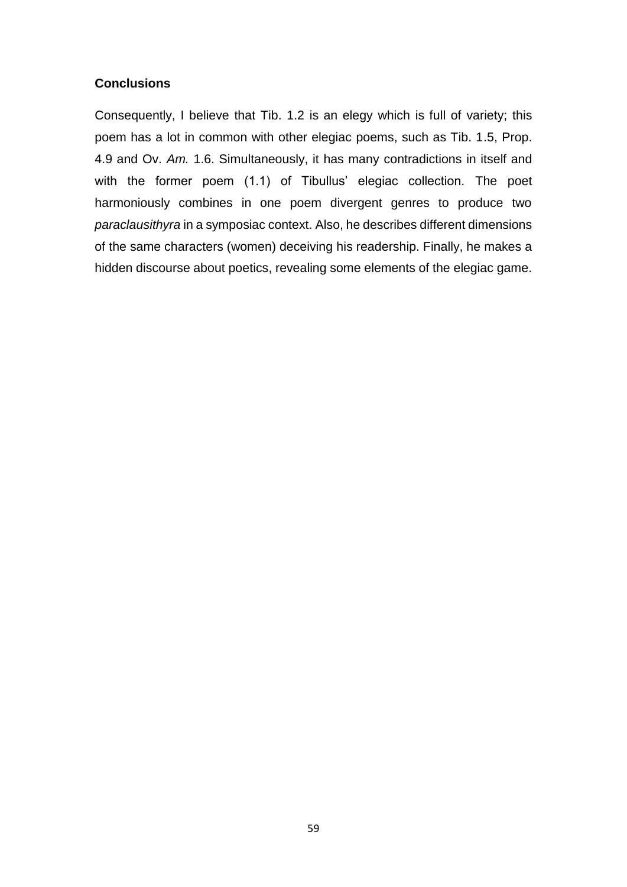### Conclusions

Consequently, I believe that Tib. 1.2 is an elegy which is full of variety; this poem has a lot in common with other elegiac poems, such as Tib. 1.5, Prop. 4.9 and Ov. *Am.* 1.6. Simultaneously, it has many contradictions in itself and with the former poem (1.1) of Tibullus' elegiac collection. The poet harmoniously combines in one poem divergent genres to produce two *paraclausithyra* in a symposiac context. Also, he describes different dimensions of the same characters (women) deceiving his readership. Finally, he makes a hidden discourse about poetics, revealing some elements of the elegiac game.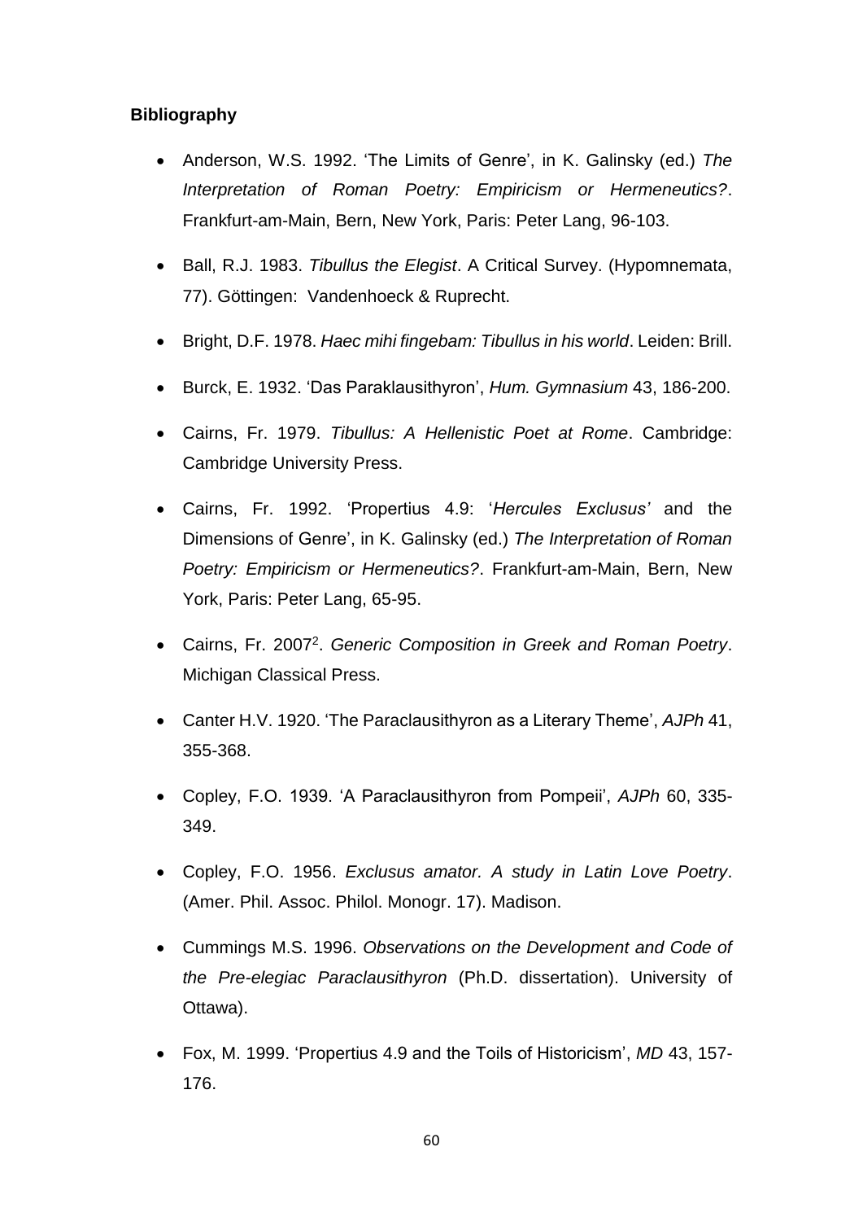**Bibliography**

- Anderson, W.S. 1992. 'The Limits of Genre', in K. Galinsky (ed.) *The Interpretation of Roman Poetry: Empiricism or Hermeneutics?*. Frankfurt-am-Main, Bern, New York, Paris: Peter Lang, 96-103.
- Ball, R.J. 1983. *Tibullus the Elegist*. A Critical Survey. (Hypomnemata, 77). Göttingen: Vandenhoeck & Ruprecht.
- Bright, D.F. 1978. *Haec mihi fingebam: Tibullus in his world*. Leiden: Brill.
- Burck, E. 1932. 'Das Paraklausithyron', *Hum. Gymnasium* 43, 186-200.
- Cairns, Fr. 1979. *Tibullus: A Hellenistic Poet at Rome*. Cambridge: Cambridge University Press.
- Cairns, Fr. 1992. 'Propertius 4.9: '*Hercules Exclusus'* and the Dimensions of Genre', in K. Galinsky (ed.) *The Interpretation of Roman Poetry: Empiricism or Hermeneutics?*. Frankfurt-am-Main, Bern, New York, Paris: Peter Lang, 65-95.
- Cairns, Fr. 2007[2]. *Generic Composition in Greek and Roman Poetry*. Michigan Classical Press.
- Canter H.V. 1920. 'The Paraclausithyron as a Literary Theme', *AJPh* 41, 355-368.
- Copley, F.O. 1939. 'A Paraclausithyron from Pompeii', *AJPh* 60, 335-349.
- Copley, F.O. 1956. *Exclusus amator. A study in Latin Love Poetry*. (Amer. Phil. Assoc. Philol. Monogr. 17). Madison.
- Cummings M.S. 1996. *Observations on the Development and Code of the Pre-elegiac Paraclausithyron* (Ph.D. dissertation). University of Ottawa).
- Fox, M. 1999. 'Propertius 4.9 and the Toils of Historicism', *MD* 43, 157-176.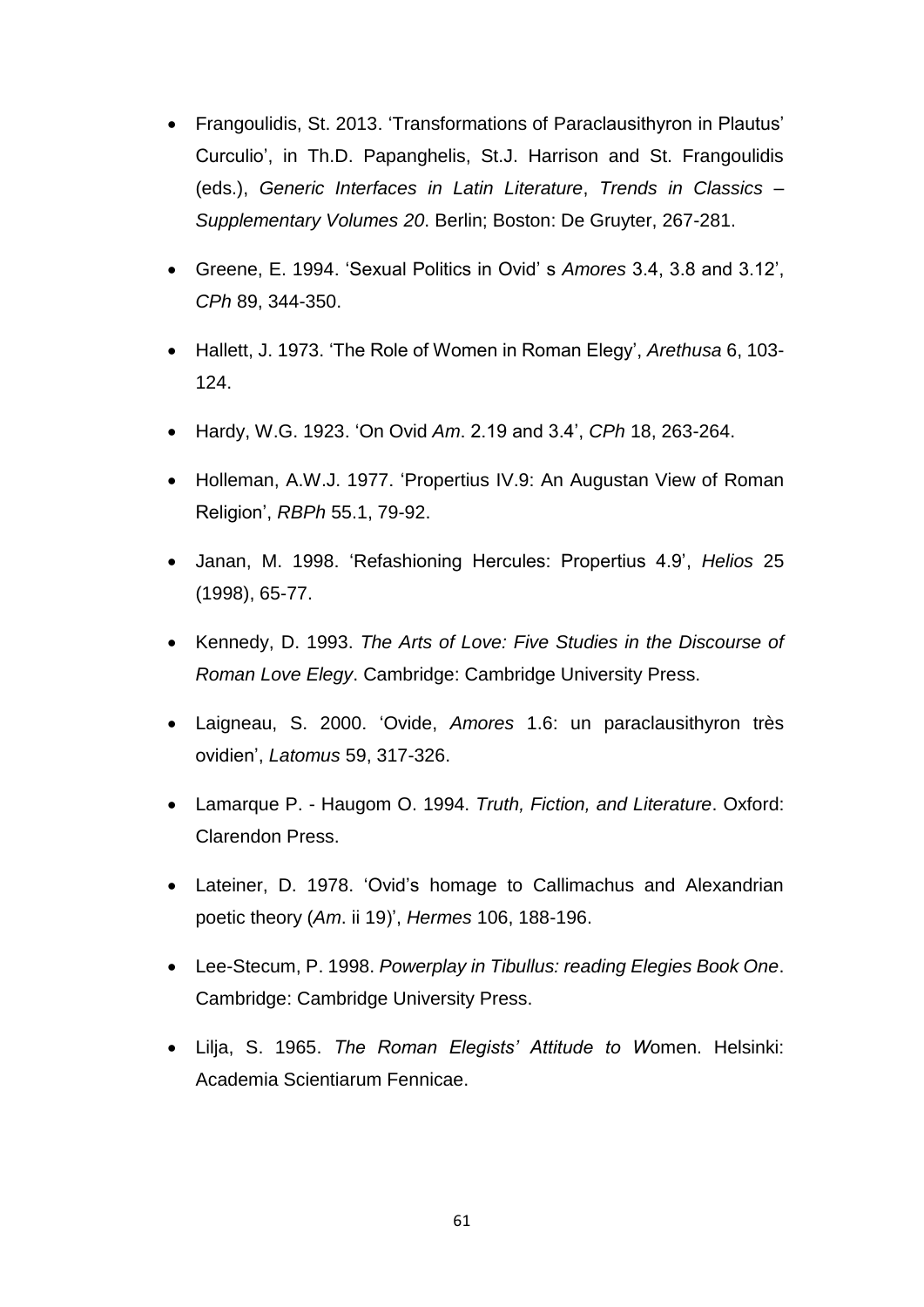- Frangoulidis, St. 2013. 'Transformations of Paraclausithyron in Plautus' Curculio', in Th.D. Papanghelis, St.J. Harrison and St. Frangoulidis (eds.), *Generic Interfaces in Latin Literature*, *Trends in Classics – Supplementary Volumes 20*. Berlin; Boston: De Gruyter, 267-281.

- Greene, E. 1994. 'Sexual Politics in Ovid' s *Amores* 3.4, 3.8 and 3.12', *CPh* 89, 344-350.

- Hallett, J. 1973. 'The Role of Women in Roman Elegy', *Arethusa* 6, 103-124.

- Hardy, W.G. 1923. 'On Ovid *Am*. 2.19 and 3.4', *CPh* 18, 263-264.

- Holleman, A.W.J. 1977. 'Propertius IV.9: An Augustan View of Roman Religion', *RBPh* 55.1, 79-92.

- Janan, M. 1998. 'Refashioning Hercules: Propertius 4.9', *Helios* 25 (1998), 65-77.

- Kennedy, D. 1993. *The Arts of Love: Five Studies in the Discourse of Roman Love Elegy*. Cambridge: Cambridge University Press.

- Laigneau, S. 2000. 'Ovide, *Amores* 1.6: un paraclausithyron très ovidien', *Latomus* 59, 317-326.

- Lamarque P. - Haugom O. 1994. *Truth, Fiction, and Literature*. Oxford: Clarendon Press.

- Lateiner, D. 1978. 'Ovid's homage to Callimachus and Alexandrian poetic theory (*Am*. ii 19)', *Hermes* 106, 188-196.

- Lee-Stecum, P. 1998. *Powerplay in Tibullus: reading Elegies Book One*. Cambridge: Cambridge University Press.

- Lilja, S. 1965. *The Roman Elegists' Attitude to W*omen. Helsinki: Academia Scientiarum Fennicae.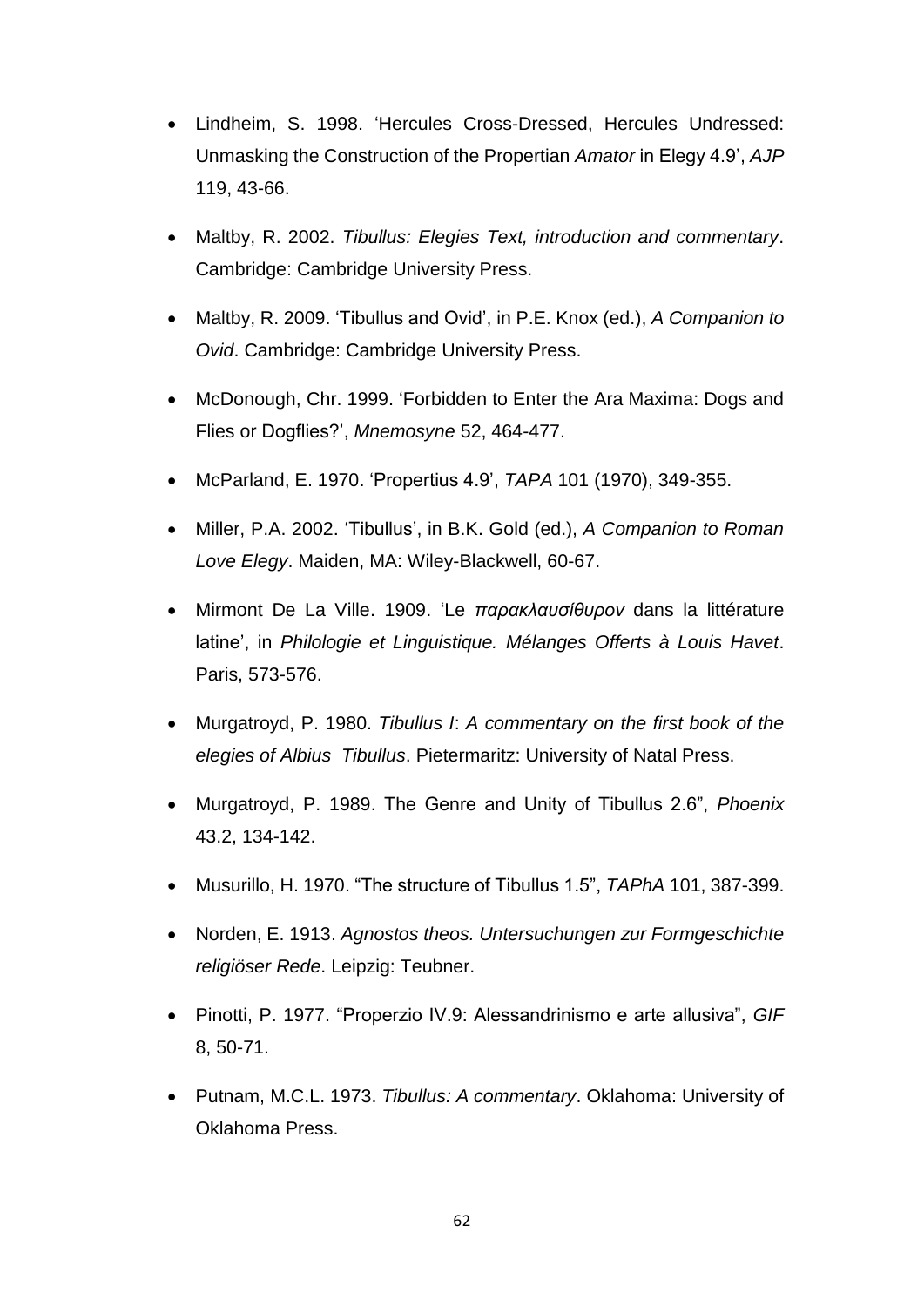- Lindheim, S. 1998. 'Hercules Cross-Dressed, Hercules Undressed: Unmasking the Construction of the Propertian *Amator* in Elegy 4.9', *AJP* 119, 43-66.
- Maltby, R. 2002. *Tibullus: Elegies Text, introduction and commentary*. Cambridge: Cambridge University Press.
- Maltby, R. 2009. 'Tibullus and Ovid', in P.E. Knox (ed.), *A Companion to Ovid*. Cambridge: Cambridge University Press.
- McDonough, Chr. 1999. 'Forbidden to Enter the Ara Maxima: Dogs and Flies or Dogflies?', *Mnemosyne* 52, 464-477.
- McParland, E. 1970. 'Propertius 4.9', *TAPA* 101 (1970), 349-355.
- Miller, P.A. 2002. 'Tibullus', in B.K. Gold (ed.), *A Companion to Roman Love Elegy*. Maiden, MA: Wiley-Blackwell, 60-67.
- Mirmont De La Ville. 1909. 'Le *παρακλαυσίθυρον* dans la littérature latine', in *Philologie et Linguistique. Mélanges Offerts à Louis Havet*. Paris, 573-576.
- Murgatroyd, P. 1980. *Tibullus I*: *A commentary on the first book of the elegies of Albius Tibullus*. Pietermaritz: University of Natal Press.
- Murgatroyd, P. 1989. The Genre and Unity of Tibullus 2.6", *Phoenix* 43.2, 134-142.
- Musurillo, H. 1970. "The structure of Tibullus 1.5", *TAPhA* 101, 387-399.
- Norden, E. 1913. *Agnostos theos. Untersuchungen zur Formgeschichte religiöser Rede*. Leipzig: Teubner.
- Pinotti, P. 1977. "Properzio IV.9: Alessandrinismo e arte allusiva", *GIF* 8, 50-71.
- Putnam, M.C.L. 1973. *Tibullus: A commentary*. Oklahoma: University of Oklahoma Press.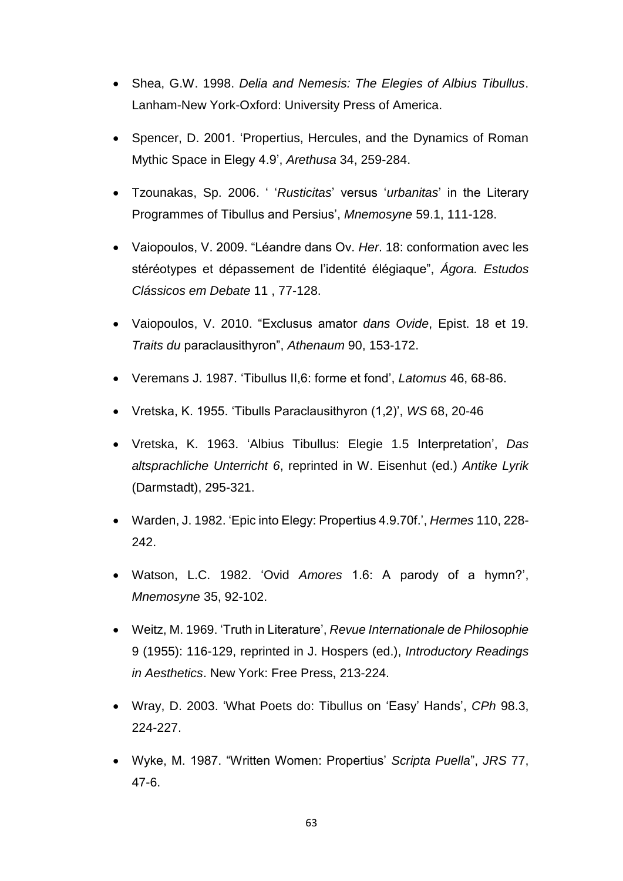- Shea, G.W. 1998. *Delia and Nemesis: The Elegies of Albius Tibullus*. Lanham-New York-Oxford: University Press of America.

- Spencer, D. 2001. 'Propertius, Hercules, and the Dynamics of Roman Mythic Space in Elegy 4.9', *Arethusa* 34, 259-284.

- Tzounakas, Sp. 2006. ' '*Rusticitas*' versus '*urbanitas*' in the Literary Programmes of Tibullus and Persius', *Mnemosyne* 59.1, 111-128.

- Vaiopoulos, V. 2009. "Léandre dans Ov. *Her*. 18: conformation avec les stéréotypes et dépassement de l'identité élégiaque", *Ágora. Estudos Clássicos em Debate* 11 , 77-128.

- Vaiopoulos, V. 2010. "Exclusus amator *dans Ovide*, Epist. 18 et 19. *Traits du* paraclausithyron", *Athenaum* 90, 153-172.

- Veremans J. 1987. 'Tibullus II,6: forme et fond', *Latomus* 46, 68-86.

- Vretska, K. 1955. 'Tibulls Paraclausithyron (1,2)', *WS* 68, 20-46

- Vretska, K. 1963. 'Albius Tibullus: Elegie 1.5 Interpretation', *Das altsprachliche Unterricht 6*, reprinted in W. Eisenhut (ed.) *Antike Lyrik* (Darmstadt), 295-321.

- Warden, J. 1982. 'Epic into Elegy: Propertius 4.9.70f.', *Hermes* 110, 228-242.

- Watson, L.C. 1982. 'Ovid *Amores* 1.6: A parody of a hymn?', *Mnemosyne* 35, 92-102.

- Weitz, M. 1969. 'Truth in Literature', *Revue Internationale de Philosophie* 9 (1955): 116-129, reprinted in J. Hospers (ed.), *Introductory Readings in Aesthetics*. New York: Free Press, 213-224.

- Wray, D. 2003. 'What Poets do: Tibullus on 'Easy' Hands', *CPh* 98.3, 224-227.

- Wyke, M. 1987. "Written Women: Propertius' *Scripta Puella*", *JRS* 77, 47-6.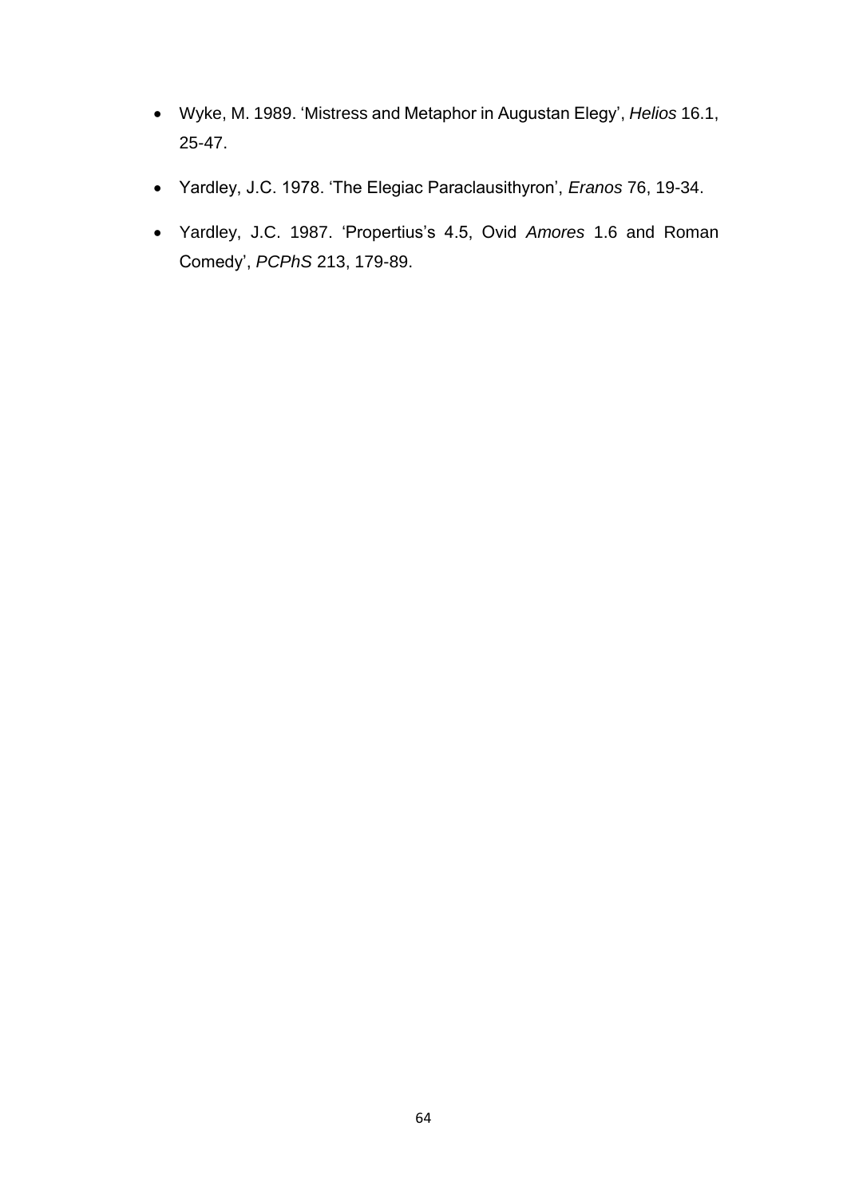- Wyke, M. 1989. 'Mistress and Metaphor in Augustan Elegy', *Helios* 16.1, 25-47.
- Yardley, J.C. 1978. 'The Elegiac Paraclausithyron', *Eranos* 76, 19-34.
- Yardley, J.C. 1987. 'Propertius's 4.5, Ovid *Amores* 1.6 and Roman Comedy', *PCPhS* 213, 179-89.